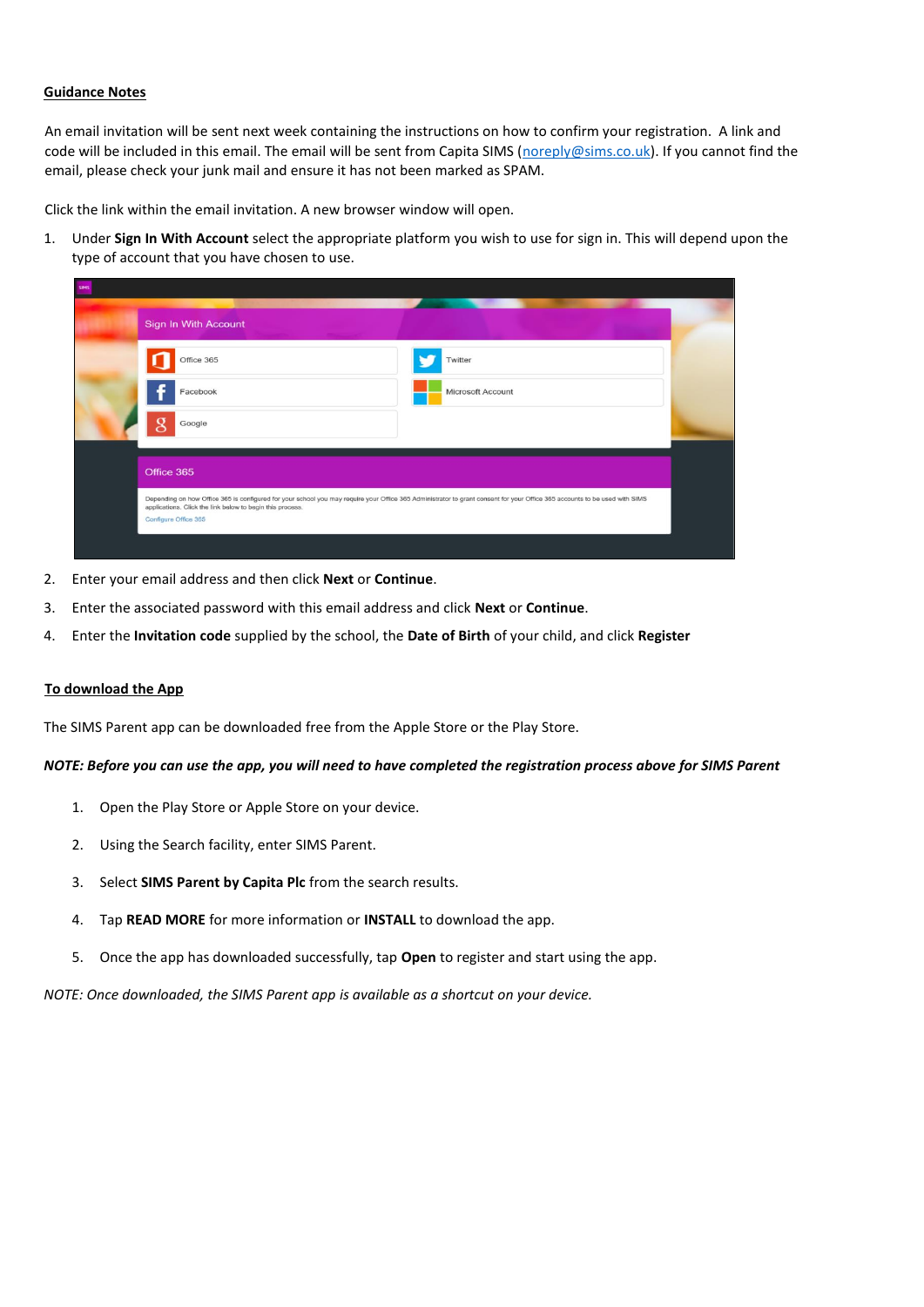## Guidance Notes

An email invitation will be sent next week containing the instructions on how to confirm your registration. A link and code will be included in this email. The email will be sent from Capita SIMS (noreply@sims.co.uk). If you cannot find the email, please check your junk mail and ensure it has not been marked as SPAM.

Click the link within the email invitation. A new browser window will open.

1. Under **Sign In With Account** select the appropriate platform you wish to use for sign in. This will depend upon the type of account that you have chosen to use.
2. Enter your email address and then click **Next** or **Continue**.
3. Enter the associated password with this email address and click **Next** or **Continue**.
4. Enter the **Invitation code** supplied by the school, the **Date of Birth** of your child, and click **Register**

## To download the App

The SIMS Parent app can be downloaded free from the Apple Store or the Play Store.

***NOTE: Before you can use the app, you will need to have completed the registration process above for SIMS Parent***

1. Open the Play Store or Apple Store on your device.
2. Using the Search facility, enter SIMS Parent.
3. Select **SIMS Parent by Capita Plc** from the search results.
4. Tap **READ MORE** for more information or **INSTALL** to download the app.
5. Once the app has downloaded successfully, tap **Open** to register and start using the app.

*NOTE: Once downloaded, the SIMS Parent app is available as a shortcut on your device.*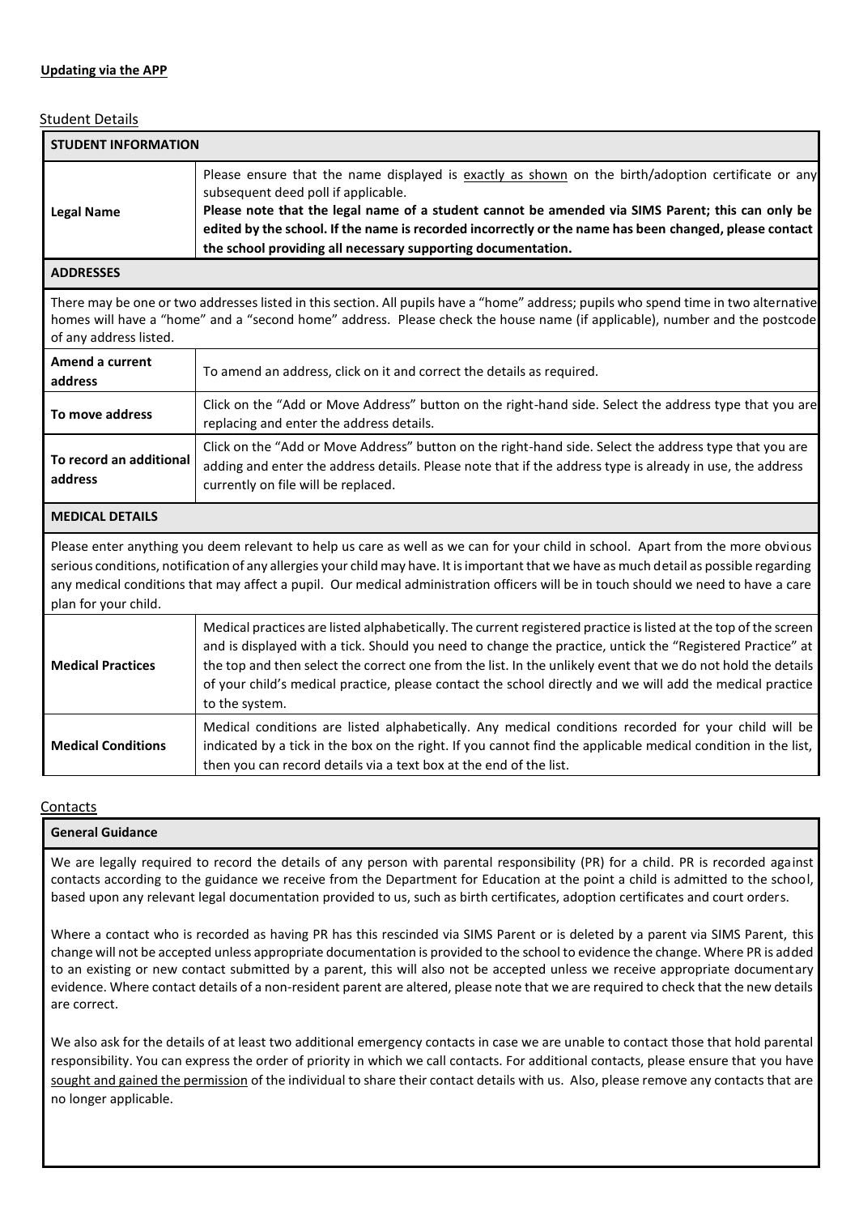**Updating via the APP**

Student Details

| STUDENT INFORMATION | |
|---|---|
| **Legal Name** | Please ensure that the name displayed is exactly as shown on the birth/adoption certificate or any subsequent deed poll if applicable. **Please note that the legal name of a student cannot be amended via SIMS Parent; this can only be edited by the school. If the name is recorded incorrectly or the name has been changed, please contact the school providing all necessary supporting documentation.** |
| **ADDRESSES** | |
| There may be one or two addresses listed in this section. All pupils have a "home" address; pupils who spend time in two alternative homes will have a "home" and a "second home" address. Please check the house name (if applicable), number and the postcode of any address listed. | |
| **Amend a current address** | To amend an address, click on it and correct the details as required. |
| **To move address** | Click on the "Add or Move Address" button on the right-hand side. Select the address type that you are replacing and enter the address details. |
| **To record an additional address** | Click on the "Add or Move Address" button on the right-hand side. Select the address type that you are adding and enter the address details. Please note that if the address type is already in use, the address currently on file will be replaced. |
| **MEDICAL DETAILS** | |
| Please enter anything you deem relevant to help us care as well as we can for your child in school. Apart from the more obvious serious conditions, notification of any allergies your child may have. It is important that we have as much detail as possible regarding any medical conditions that may affect a pupil. Our medical administration officers will be in touch should we need to have a care plan for your child. | |
| **Medical Practices** | Medical practices are listed alphabetically. The current registered practice is listed at the top of the screen and is displayed with a tick. Should you need to change the practice, untick the "Registered Practice" at the top and then select the correct one from the list. In the unlikely event that we do not hold the details of your child's medical practice, please contact the school directly and we will add the medical practice to the system. |
| **Medical Conditions** | Medical conditions are listed alphabetically. Any medical conditions recorded for your child will be indicated by a tick in the box on the right. If you cannot find the applicable medical condition in the list, then you can record details via a text box at the end of the list. |

Contacts

**General Guidance**

We are legally required to record the details of any person with parental responsibility (PR) for a child. PR is recorded against contacts according to the guidance we receive from the Department for Education at the point a child is admitted to the school, based upon any relevant legal documentation provided to us, such as birth certificates, adoption certificates and court orders.

Where a contact who is recorded as having PR has this rescinded via SIMS Parent or is deleted by a parent via SIMS Parent, this change will not be accepted unless appropriate documentation is provided to the school to evidence the change. Where PR is added to an existing or new contact submitted by a parent, this will also not be accepted unless we receive appropriate documentary evidence. Where contact details of a non-resident parent are altered, please note that we are required to check that the new details are correct.

We also ask for the details of at least two additional emergency contacts in case we are unable to contact those that hold parental responsibility. You can express the order of priority in which we call contacts. For additional contacts, please ensure that you have sought and gained the permission of the individual to share their contact details with us. Also, please remove any contacts that are no longer applicable.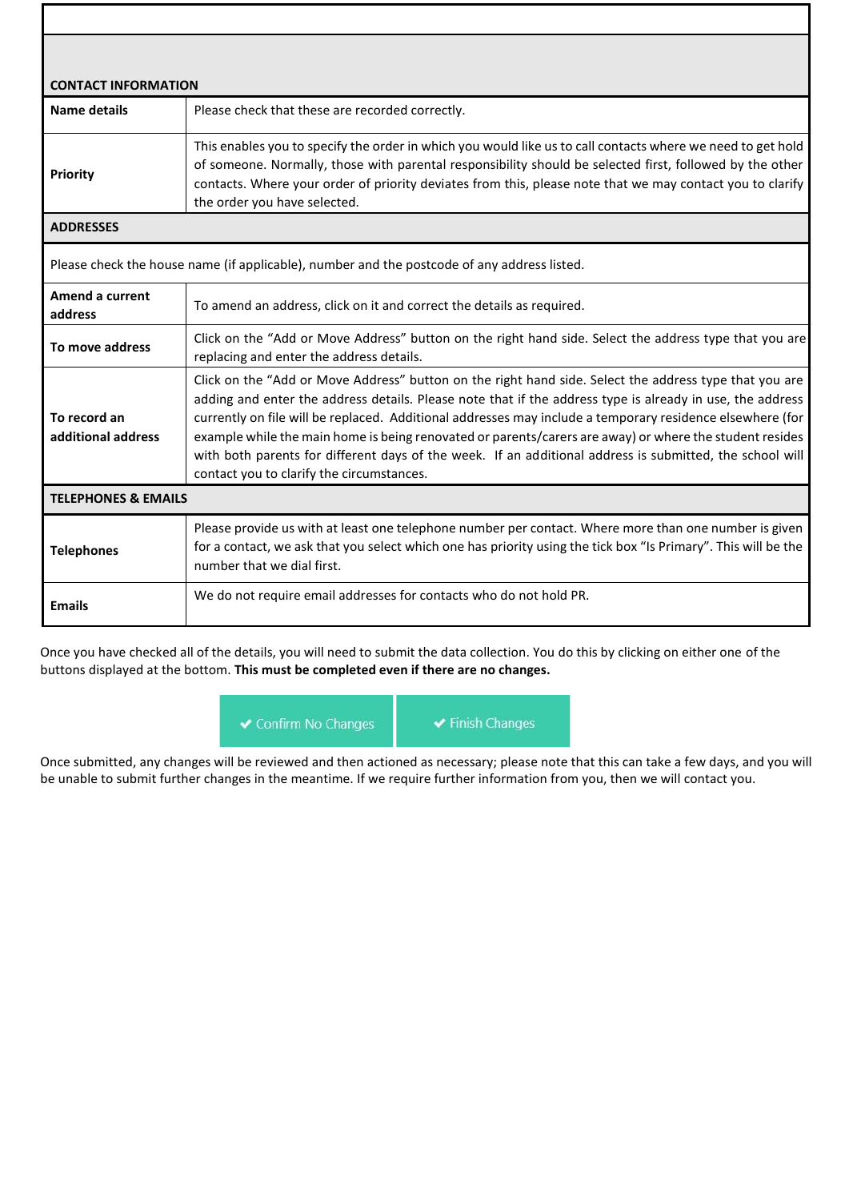| | |
|---|---|
| **CONTACT INFORMATION** | |
| **Name details** | Please check that these are recorded correctly. |
| **Priority** | This enables you to specify the order in which you would like us to call contacts where we need to get hold of someone. Normally, those with parental responsibility should be selected first, followed by the other contacts. Where your order of priority deviates from this, please note that we may contact you to clarify the order you have selected. |
| **ADDRESSES** | |
| Please check the house name (if applicable), number and the postcode of any address listed. | |
| **Amend a current address** | To amend an address, click on it and correct the details as required. |
| **To move address** | Click on the “Add or Move Address” button on the right hand side. Select the address type that you are replacing and enter the address details. |
| **To record an additional address** | Click on the “Add or Move Address” button on the right hand side. Select the address type that you are adding and enter the address details. Please note that if the address type is already in use, the address currently on file will be replaced. Additional addresses may include a temporary residence elsewhere (for example while the main home is being renovated or parents/carers are away) or where the student resides with both parents for different days of the week. If an additional address is submitted, the school will contact you to clarify the circumstances. |
| **TELEPHONES & EMAILS** | |
| **Telephones** | Please provide us with at least one telephone number per contact. Where more than one number is given for a contact, we ask that you select which one has priority using the tick box “Is Primary”. This will be the number that we dial first. |
| **Emails** | We do not require email addresses for contacts who do not hold PR. |

Once you have checked all of the details, you will need to submit the data collection. You do this by clicking on either one of the buttons displayed at the bottom. **This must be completed even if there are no changes.**

✔ Confirm No Changes ✔ Finish Changes

Once submitted, any changes will be reviewed and then actioned as necessary; please note that this can take a few days, and you will be unable to submit further changes in the meantime. If we require further information from you, then we will contact you.